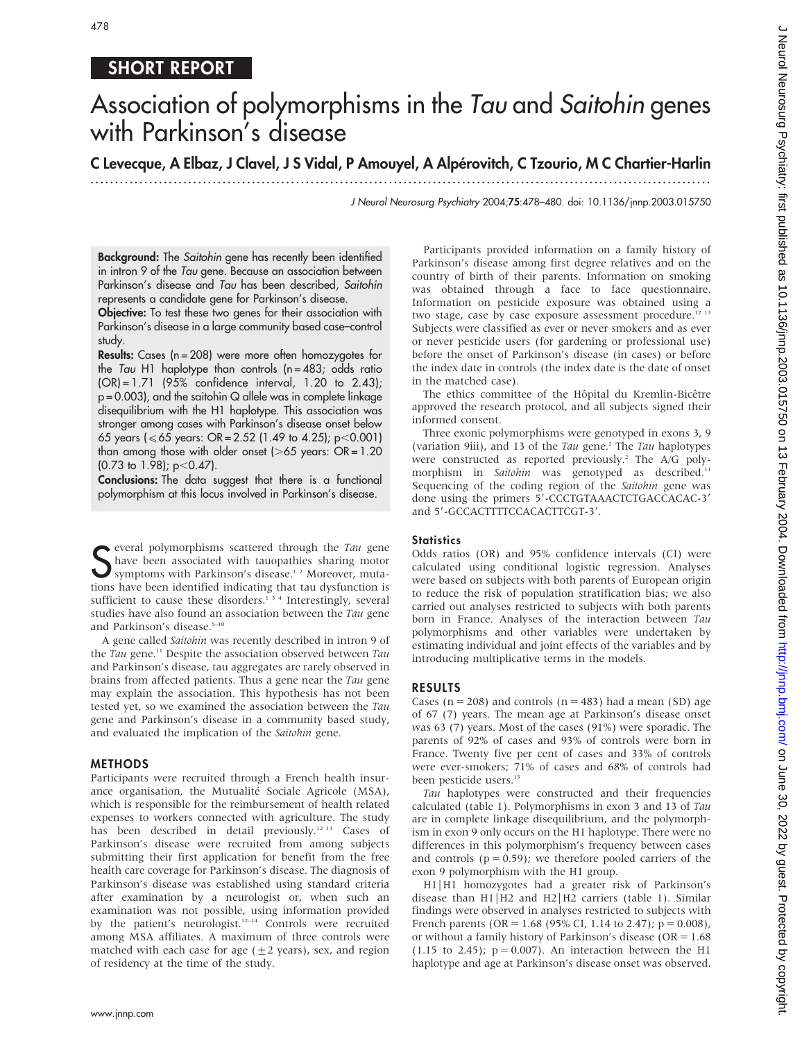## SHORT REPORT

# Association of polymorphisms in the *Tau* and *Saitohin* genes with Parkinson's disease

**C Levecque, A Elbaz, J Clavel, J S Vidal, P Amouyel, A Alpérovitch, C Tzourio, M C Chartier-Harlin**

**Background:** The *Saitohin* gene has recently been identified in intron 9 of the *Tau* gene. Because an association between Parkinson's disease and *Tau* has been described, *Saitohin* represents a candidate gene for Parkinson's disease.

**Objective:** To test these two genes for their association with Parkinson's disease in a large community based case–control study.

**Results:** Cases (n = 208) were more often homozygotes for the *Tau* H1 haplotype than controls (n = 483; odds ratio (OR) = 1.71 (95% confidence interval, 1.20 to 2.43); p = 0.003), and the saitohin Q allele was in complete linkage disequilibrium with the H1 haplotype. This association was stronger among cases with Parkinson's disease onset below 65 years (⩽65 years: OR = 2.52 (1.49 to 4.25); p<0.001) than among those with older onset (>65 years: OR = 1.20 (0.73 to 1.98); p<0.47).

**Conclusions:** The data suggest that there is a functional polymorphism at this locus involved in Parkinson's disease.

Several polymorphisms scattered through the *Tau* gene have been associated with tauopathies sharing motor symptoms with Parkinson's disease.[1 2] Moreover, mutations have been identified indicating that tau dysfunction is sufficient to cause these disorders.[1 3 4] Interestingly, several studies have also found an association between the *Tau* gene and Parkinson's disease.[5–10]

A gene called *Saitohin* was recently described in intron 9 of the *Tau* gene.[11] Despite the association observed between *Tau* and Parkinson's disease, tau aggregates are rarely observed in brains from affected patients. Thus a gene near the *Tau* gene may explain the association. This hypothesis has not been tested yet, so we examined the association between the *Tau* gene and Parkinson's disease in a community based study, and evaluated the implication of the *Saitohin* gene.

## METHODS

Participants were recruited through a French health insurance organisation, the Mutualité Sociale Agricole (MSA), which is responsible for the reimbursement of health related expenses to workers connected with agriculture. The study has been described in detail previously.[12 13] Cases of Parkinson's disease were recruited from among subjects submitting their first application for benefit from the free health care coverage for Parkinson's disease. The diagnosis of Parkinson's disease was established using standard criteria after examination by a neurologist or, when such an examination was not possible, using information provided by the patient's neurologist.[12–14] Controls were recruited among MSA affiliates. A maximum of three controls were matched with each case for age (±2 years), sex, and region of residency at the time of the study.

Participants provided information on a family history of Parkinson's disease among first degree relatives and on the country of birth of their parents. Information on smoking was obtained through a face to face questionnaire. Information on pesticide exposure was obtained using a two stage, case by case exposure assessment procedure.[12 13] Subjects were classified as ever or never smokers and as ever or never pesticide users (for gardening or professional use) before the onset of Parkinson's disease (in cases) or before the index date in controls (the index date is the date of onset in the matched case).

The ethics committee of the Hôpital du Kremlin-Bicêtre approved the research protocol, and all subjects signed their informed consent.

Three exonic polymorphisms were genotyped in exons 3, 9 (variation 9iii), and 13 of the *Tau* gene.[2] The *Tau* haplotypes were constructed as reported previously.[2] The A/G polymorphism in *Saitohin* was genotyped as described.[11] Sequencing of the coding region of the *Saitohin* gene was done using the primers 5′-CCCTGTAAACTCTGACCACAC-3′ and 5′-GCCACTTTTCCACACTTCGT-3′.

### Statistics

Odds ratios (OR) and 95% confidence intervals (CI) were calculated using conditional logistic regression. Analyses were based on subjects with both parents of European origin to reduce the risk of population stratification bias; we also carried out analyses restricted to subjects with both parents born in France. Analyses of the interaction between *Tau* polymorphisms and other variables were undertaken by estimating individual and joint effects of the variables and by introducing multiplicative terms in the models.

## RESULTS

Cases (n = 208) and controls (n = 483) had a mean (SD) age of 67 (7) years. The mean age at Parkinson's disease onset was 63 (7) years. Most of the cases (91%) were sporadic. The parents of 92% of cases and 93% of controls were born in France. Twenty five per cent of cases and 33% of controls were ever-smokers; 71% of cases and 68% of controls had been pesticide users.[13]

*Tau* haplotypes were constructed and their frequencies calculated (table 1). Polymorphisms in exon 3 and 13 of *Tau* are in complete linkage disequilibrium, and the polymorphism in exon 9 only occurs on the H1 haplotype. There were no differences in this polymorphism's frequency between cases and controls (p = 0.59); we therefore pooled carriers of the exon 9 polymorphism with the H1 group.

H1|H1 homozygotes had a greater risk of Parkinson's disease than H1|H2 and H2|H2 carriers (table 1). Similar findings were observed in analyses restricted to subjects with French parents (OR = 1.68 (95% CI, 1.14 to 2.47); p = 0.008), or without a family history of Parkinson's disease (OR = 1.68 (1.15 to 2.45); p = 0.007). An interaction between the H1 haplotype and age at Parkinson's disease onset was observed.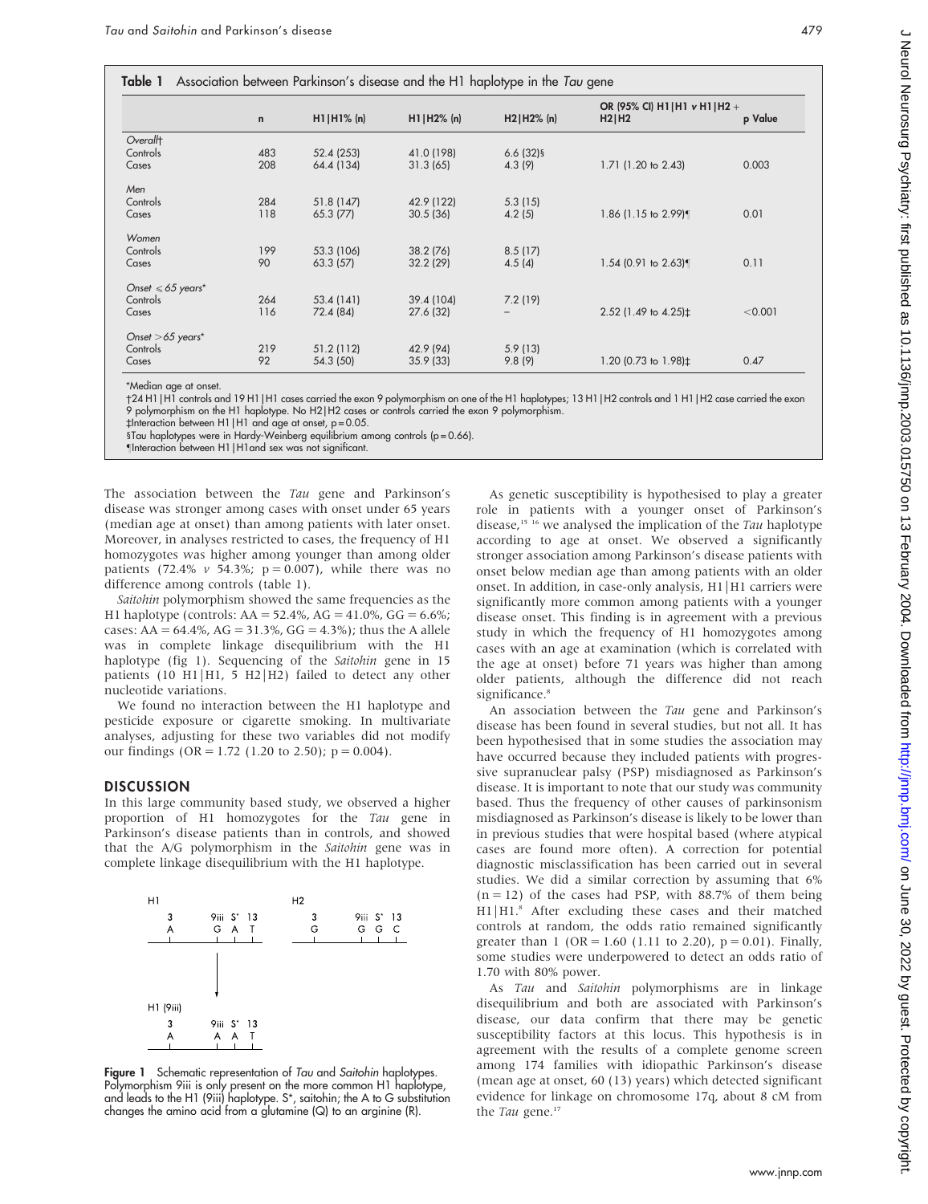**Table 1** Association between Parkinson's disease and the H1 haplotype in the *Tau* gene

| | n | H1\|H1% (n) | H1\|H2% (n) | H2\|H2% (n) | OR (95% CI) H1\|H1 v H1\|H2 + H2\|H2 | p Value |
|---|---|---|---|---|---|---|
| *Overall†* | | | | | | |
| Controls | 483 | 52.4 (253) | 41.0 (198) | 6.6 (32)§ | | |
| Cases | 208 | 64.4 (134) | 31.3 (65) | 4.3 (9) | 1.71 (1.20 to 2.43) | 0.003 |
| *Men* | | | | | | |
| Controls | 284 | 51.8 (147) | 42.9 (122) | 5.3 (15) | | |
| Cases | 118 | 65.3 (77) | 30.5 (36) | 4.2 (5) | 1.86 (1.15 to 2.99)¶ | 0.01 |
| *Women* | | | | | | |
| Controls | 199 | 53.3 (106) | 38.2 (76) | 8.5 (17) | | |
| Cases | 90 | 63.3 (57) | 32.2 (29) | 4.5 (4) | 1.54 (0.91 to 2.63)¶ | 0.11 |
| *Onset ⩽65 years\** | | | | | | |
| Controls | 264 | 53.4 (141) | 39.4 (104) | 7.2 (19) | | |
| Cases | 116 | 72.4 (84) | 27.6 (32) | – | 2.52 (1.49 to 4.25)‡ | <0.001 |
| *Onset >65 years\** | | | | | | |
| Controls | 219 | 51.2 (112) | 42.9 (94) | 5.9 (13) | | |
| Cases | 92 | 54.3 (50) | 35.9 (33) | 9.8 (9) | 1.20 (0.73 to 1.98)‡ | 0.47 |

*Median age at onset.
†24 H1|H1 controls and 19 H1|H1 cases carried the exon 9 polymorphism on one of the H1 haplotypes; 13 H1|H2 controls and 1 H1|H2 case carried the exon 9 polymorphism on the H1 haplotype. No H2|H2 cases or controls carried the exon 9 polymorphism.
‡Interaction between H1|H1 and age at onset, p = 0.05.
§Tau haplotypes were in Hardy-Weinberg equilibrium among controls (p = 0.66).
¶Interaction between H1|H1and sex was not significant.

The association between the *Tau* gene and Parkinson's disease was stronger among cases with onset under 65 years (median age at onset) than among patients with later onset. Moreover, in analyses restricted to cases, the frequency of H1 homozygotes was higher among younger than among older patients (72.4% *v* 54.3%; p = 0.007), while there was no difference among controls (table 1).

*Saitohin* polymorphism showed the same frequencies as the H1 haplotype (controls: AA = 52.4%, AG = 41.0%, GG = 6.6%; cases: AA = 64.4%, AG = 31.3%, GG = 4.3%); thus the A allele was in complete linkage disequilibrium with the H1 haplotype (fig 1). Sequencing of the *Saitohin* gene in 15 patients (10 H1|H1, 5 H2|H2) failed to detect any other nucleotide variations.

We found no interaction between the H1 haplotype and pesticide exposure or cigarette smoking. In multivariate analyses, adjusting for these two variables did not modify our findings (OR = 1.72 (1.20 to 2.50); p = 0.004).

## DISCUSSION

In this large community based study, we observed a higher proportion of H1 homozygotes for the *Tau* gene in Parkinson's disease patients than in controls, and showed that the A/G polymorphism in the *Saitohin* gene was in complete linkage disequilibrium with the H1 haplotype.

**Figure 1** Schematic representation of *Tau* and *Saitohin* haplotypes. Polymorphism 9iii is only present on the more common H1 haplotype, and leads to the H1 (9iii) haplotype. S*, saitohin; the A to G substitution changes the amino acid from a glutamine (Q) to an arginine (R).

As genetic susceptibility is hypothesised to play a greater role in patients with a younger onset of Parkinson's disease,[15 16] we analysed the implication of the *Tau* haplotype according to age at onset. We observed a significantly stronger association among Parkinson's disease patients with onset below median age than among patients with an older onset. In addition, in case-only analysis, H1|H1 carriers were significantly more common among patients with a younger disease onset. This finding is in agreement with a previous study in which the frequency of H1 homozygotes among cases with an age at examination (which is correlated with the age at onset) before 71 years was higher than among older patients, although the difference did not reach significance.[8]

An association between the *Tau* gene and Parkinson's disease has been found in several studies, but not all. It has been hypothesised that in some studies the association may have occurred because they included patients with progressive supranuclear palsy (PSP) misdiagnosed as Parkinson's disease. It is important to note that our study was community based. Thus the frequency of other causes of parkinsonism misdiagnosed as Parkinson's disease is likely to be lower than in previous studies that were hospital based (where atypical cases are found more often). A correction for potential diagnostic misclassification has been carried out in several studies. We did a similar correction by assuming that 6% (n = 12) of the cases had PSP, with 88.7% of them being H1|H1.[8] After excluding these cases and their matched controls at random, the odds ratio remained significantly greater than 1 (OR = 1.60 (1.11 to 2.20), p = 0.01). Finally, some studies were underpowered to detect an odds ratio of 1.70 with 80% power.

As *Tau* and *Saitohin* polymorphisms are in linkage disequilibrium and both are associated with Parkinson's disease, our data confirm that there may be genetic susceptibility factors at this locus. This hypothesis is in agreement with the results of a complete genome screen among 174 families with idiopathic Parkinson's disease (mean age at onset, 60 (13) years) which detected significant evidence for linkage on chromosome 17q, about 8 cM from the *Tau* gene.[17]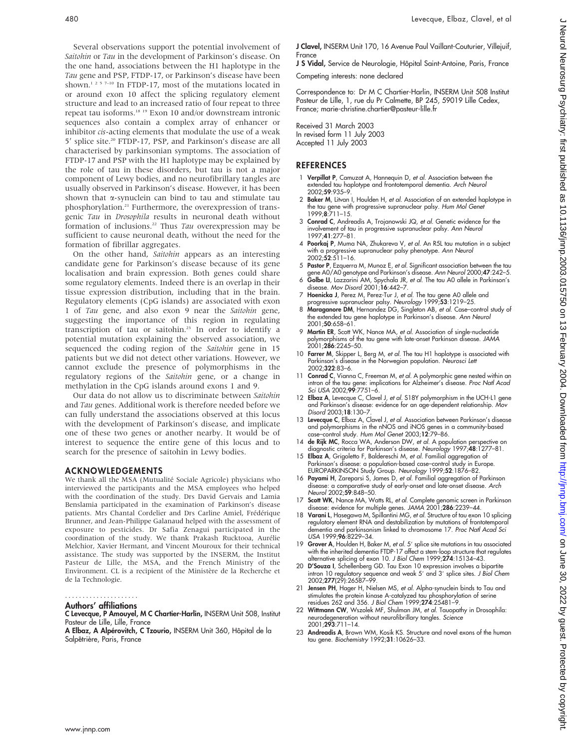Several observations support the potential involvement of *Saitohin* or *Tau* in the development of Parkinson's disease. On the one hand, associations between the H1 haplotype in the *Tau* gene and PSP, FTDP-17, or Parkinson's disease have been shown.[1 2 5 7–10] In FTDP-17, most of the mutations located in or around exon 10 affect the splicing regulatory element structure and lead to an increased ratio of four repeat to three repeat tau isoforms.[18 19] Exon 10 and/or downstream intronic sequences also contain a complex array of enhancer or inhibitor *cis*-acting elements that modulate the use of a weak 5′ splice site.[20] FTDP-17, PSP, and Parkinson's disease are all characterised by parkinsonian symptoms. The association of FTDP-17 and PSP with the H1 haplotype may be explained by the role of tau in these disorders, but tau is not a major component of Lewy bodies, and no neurofibrillary tangles are usually observed in Parkinson's disease. However, it has been shown that α-synuclein can bind to tau and stimulate tau phosphorylation.[21] Furthermore, the overexpression of transgenic *Tau* in *Drosophila* results in neuronal death without formation of inclusions.[22] Thus *Tau* overexpression may be sufficient to cause neuronal death, without the need for the formation of fibrillar aggregates.

On the other hand, *Saitohin* appears as an interesting candidate gene for Parkinson's disease because of its gene localisation and brain expression. Both genes could share some regulatory elements. Indeed there is an overlap in their tissue expression distribution, including that in the brain. Regulatory elements (CpG islands) are associated with exon 1 of *Tau* gene, and also exon 9 near the *Saitohin* gene, suggesting the importance of this region in regulating transcription of tau or saitohin.[23] In order to identify a potential mutation explaining the observed association, we sequenced the coding region of the *Saitohin* gene in 15 patients but we did not detect other variations. However, we cannot exclude the presence of polymorphisms in the regulatory regions of the *Saitohin* gene, or a change in methylation in the CpG islands around exons 1 and 9.

Our data do not allow us to discriminate between *Saitohin* and *Tau* genes. Additional work is therefore needed before we can fully understand the associations observed at this locus with the development of Parkinson's disease, and implicate one of these two genes or another nearby. It would be of interest to sequence the entire gene of this locus and to search for the presence of saitohin in Lewy bodies.

## ACKNOWLEDGEMENTS

We thank all the MSA (Mutualité Sociale Agricole) physicians who interviewed the participants and the MSA employees who helped with the coordination of the study. Drs David Gervais and Lamia Benslamia participated in the examination of Parkinson's disease patients. Mrs Chantal Cordelier and Drs Carline Amiel, Frédérique Brunner, and Jean-Philippe Galanaud helped with the assessment of exposure to pesticides. Dr Safia Zenagui participated in the coordination of the study. We thank Prakash Rucktooa, Aurélie Melchior, Xavier Hermant, and Vincent Mouroux for their technical assistance. The study was supported by the INSERM, the Institut Pasteur de Lille, the MSA, and the French Ministry of the Environment. CL is a recipient of the Ministère de la Recherche et de la Technologie.

### Authors' affiliations

**C Levecque, P Amouyel, M C Chartier-Harlin,** INSERM Unit 508, Institut Pasteur de Lille, Lille, France

**A Elbaz, A Alpérovitch, C Tzourio,** INSERM Unit 360, Hôpital de la Salpêtrière, Paris, France

**J Clavel,** INSERM Unit 170, 16 Avenue Paul Vaillant-Couturier, Villejuif, France

**J S Vidal,** Service de Neurologie, Hôpital Saint-Antoine, Paris, France

Competing interests: none declared

Correspondence to: Dr M C Chartier-Harlin, INSERM Unit 508 Institut Pasteur de Lille, 1, rue du Pr Calmette, BP 245, 59019 Lille Cedex, France; marie-christine.chartier@pasteur-lille.fr

Received 31 March 2003
In revised form 11 July 2003
Accepted 11 July 2003

## REFERENCES

1. **Verpillat P**, Camuzat A, Hannequin D, *et al*. Association between the extended tau haplotype and frontotemporal dementia. *Arch Neurol* 2002;**59**:935–9.
2. **Baker M**, Litvan I, Houlden H, *et al*. Association of an extended haplotype in the tau gene with progressive supranuclear palsy. *Hum Mol Genet* 1999;**8**:711–15.
3. **Conrad C**, Andreadis A, Trojanowski JQ, *et al*. Genetic evidence for the involvement of tau in progressive supranuclear palsy. *Ann Neurol* 1997;**41**:277–81.
4. **Poorkaj P**, Muma NA, Zhukareva V, *et al*. An R5L tau mutation in a subject with a progressive supranuclear palsy phenotype. *Ann Neurol* 2002;**52**:511–16.
5. **Pastor P**, Ezquerra M, Munoz E, *et al*. Significant association between the tau gene A0/A0 genotype and Parkinson's disease. *Ann Neurol* 2000;**47**:242–5.
6. **Golbe LI**, Lazzarini AM, Spychala JR, *et al*. The tau A0 allele in Parkinson's disease. *Mov Disord* 2001;**16**:442–7.
7. **Hoenicka J**, Perez M, Perez-Tur J, *et al*. The tau gene A0 allele and progressive supranuclear palsy. *Neurology* 1999;**53**:1219–25.
8. **Maraganore DM**, Hernandez DG, Singleton AB, *et al*. Case–control study of the extended tau gene haplotype in Parkinson's disease. *Ann Neurol* 2001;**50**:658–61.
9. **Martin ER**, Scott WK, Nance MA, *et al*. Association of single-nucleotide polymorphisms of the tau gene with late-onset Parkinson disease. *JAMA* 2001;**286**:2245–50.
10. **Farrer M**, Skipper L, Berg M, *et al*. The tau H1 haplotype is associated with Parkinson's disease in the Norwegian population. *Neurosci Lett* 2002;**322**:83–6.
11. **Conrad C**, Vianna C, Freeman M, *et al*. A polymorphic gene nested within an intron of the tau gene: implications for Alzheimer's disease. *Proc Natl Acad Sci USA* 2002;**99**:7751–6.
12. **Elbaz A**, Levecque C, Clavel J, *et al*. S18Y polymorphism in the UCH-L1 gene and Parkinson's disease: evidence for an age-dependent relationship. *Mov Disord* 2003;**18**:130–7.
13. **Levecque C**, Elbaz A, Clavel J, *et al*. Association between Parkinson's disease and polymorphisms in the nNOS and iNOS genes in a community-based case–control study. *Hum Mol Genet* 2003;**12**:79–86.
14. **de Rijk MC**, Rocca WA, Anderson DW, *et al*. A population perspective on diagnostic criteria for Parkinson's disease. *Neurology* 1997;**48**:1277–81.
15. **Elbaz A**, Grigoletto F, Baldereschi M, *et al*. Familial aggregation of Parkinson's disease: a population-based case–control study in Europe. EUROPARKINSON Study Group. *Neurology* 1999;**52**:1876–82.
16. **Payami H**, Zareparsi S, James D, *et al*. Familial aggregation of Parkinson disease: a comparative study of early-onset and late-onset disease. *Arch Neurol* 2002;**59**:848–50.
17. **Scott WK**, Nance MA, Watts RL, *et al*. Complete genomic screen in Parkinson disease: evidence for multiple genes. *JAMA* 2001;**286**:2239–44.
18. **Varani L**, Hasegawa M, Spillantini MG, *et al*. Structure of tau exon 10 splicing regulatory element RNA and destabilization by mutations of frontotemporal dementia and parkinsonism linked to chromosome 17. *Proc Natl Acad Sci USA* 1999;**96**:8229–34.
19. **Grover A**, Houlden H, Baker M, *et al*. 5′ splice site mutations in tau associated with the inherited dementia FTDP-17 affect a stem-loop structure that regulates alternative splicing of exon 10. *J Biol Chem* 1999;**274**:15134–43.
20. **D'Souza I**, Schellenberg GD. Tau Exon 10 expression involves a bipartite intron 10 regulatory sequence and weak 5′ and 3′ splice sites. *J Biol Chem* 2002;**277**(29):26587–99.
21. **Jensen PH**, Hager H, Nielsen MS, *et al*. Alpha-synuclein binds to Tau and stimulates the protein kinase A-catalyzed tau phosphorylation of serine residues 262 and 356. *J Biol Chem* 1999;**274**:25481–9.
22. **Wittmann CW**, Wszolek MF, Shulman JM, *et al*. Tauopathy in Drosophila: neurodegeneration without neurofibrillary tangles. *Science* 2001;**293**:711–14.
23. **Andreadis A**, Brown WM, Kosik KS. Structure and novel exons of the human tau gene. *Biochemistry* 1992;**31**:10626–33.